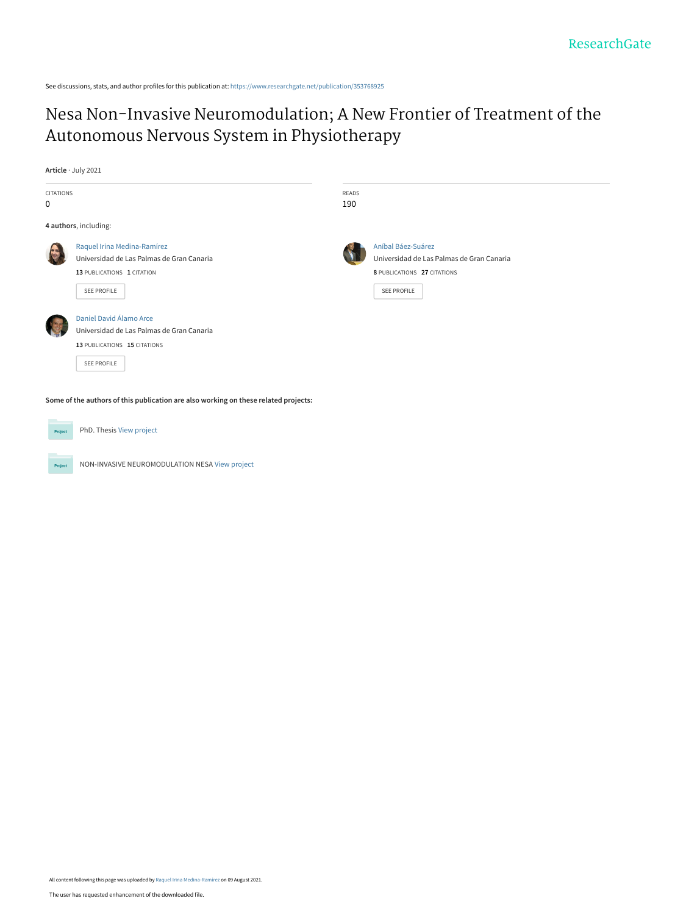ResearchGate

See discussions, stats, and author profiles for this publication at: https://www.researchgate.net/publication/353768925

# Nesa Non-Invasive Neuromodulation; A New Frontier of Treatment of the Autonomous Nervous System in Physiotherapy

**Article** · July 2021

CITATIONS
0

READS
190

**4 authors**, including:

Raquel Irina Medina-Ramírez
Universidad de Las Palmas de Gran Canaria
**13** PUBLICATIONS **1** CITATION
SEE PROFILE

Aníbal Báez-Suárez
Universidad de Las Palmas de Gran Canaria
**8** PUBLICATIONS **27** CITATIONS
SEE PROFILE

Daniel David Álamo Arce
Universidad de Las Palmas de Gran Canaria
**13** PUBLICATIONS **15** CITATIONS
SEE PROFILE

**Some of the authors of this publication are also working on these related projects:**

PhD. Thesis View project

NON-INVASIVE NEUROMODULATION NESA View project

All content following this page was uploaded by Raquel Irina Medina-Ramírez on 09 August 2021.

The user has requested enhancement of the downloaded file.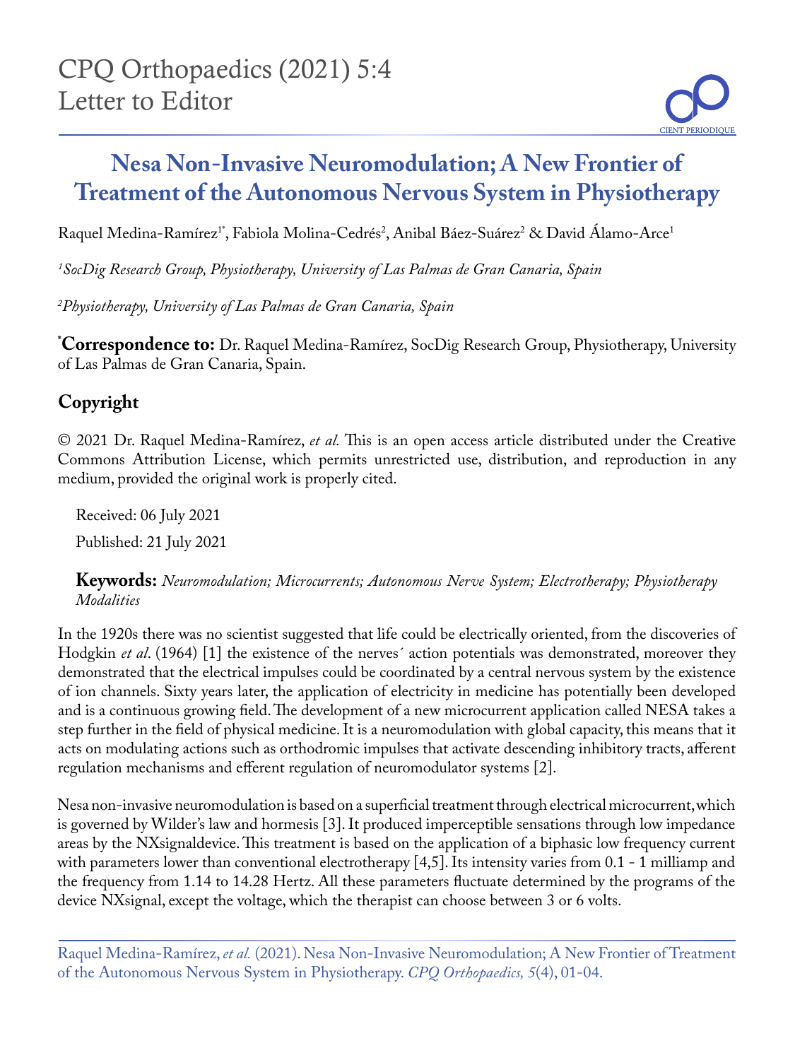CPQ Orthopaedics (2021) 5:4
Letter to Editor

# Nesa Non-Invasive Neuromodulation; A New Frontier of Treatment of the Autonomous Nervous System in Physiotherapy

Raquel Medina-Ramírez[1*], Fabiola Molina-Cedrés[2], Anibal Báez-Suárez[2] & David Álamo-Arce[1]

*[1]SocDig Research Group, Physiotherapy, University of Las Palmas de Gran Canaria, Spain*

*[2]Physiotherapy, University of Las Palmas de Gran Canaria, Spain*

**[*]Correspondence to:** Dr. Raquel Medina-Ramírez, SocDig Research Group, Physiotherapy, University of Las Palmas de Gran Canaria, Spain.

## Copyright

© 2021 Dr. Raquel Medina-Ramírez, *et al.* This is an open access article distributed under the Creative Commons Attribution License, which permits unrestricted use, distribution, and reproduction in any medium, provided the original work is properly cited.

Received: 06 July 2021

Published: 21 July 2021

**Keywords:** *Neuromodulation; Microcurrents; Autonomous Nerve System; Electrotherapy; Physiotherapy Modalities*

In the 1920s there was no scientist suggested that life could be electrically oriented, from the discoveries of Hodgkin *et al*. (1964) [1] the existence of the nerves´ action potentials was demonstrated, moreover they demonstrated that the electrical impulses could be coordinated by a central nervous system by the existence of ion channels. Sixty years later, the application of electricity in medicine has potentially been developed and is a continuous growing field. The development of a new microcurrent application called NESA takes a step further in the field of physical medicine. It is a neuromodulation with global capacity, this means that it acts on modulating actions such as orthodromic impulses that activate descending inhibitory tracts, afferent regulation mechanisms and efferent regulation of neuromodulator systems [2].

Nesa non-invasive neuromodulation is based on a superficial treatment through electrical microcurrent, which is governed by Wilder's law and hormesis [3]. It produced imperceptible sensations through low impedance areas by the NXsignaldevice. This treatment is based on the application of a biphasic low frequency current with parameters lower than conventional electrotherapy [4,5]. Its intensity varies from 0.1 - 1 milliamp and the frequency from 1.14 to 14.28 Hertz. All these parameters fluctuate determined by the programs of the device NXsignal, except the voltage, which the therapist can choose between 3 or 6 volts.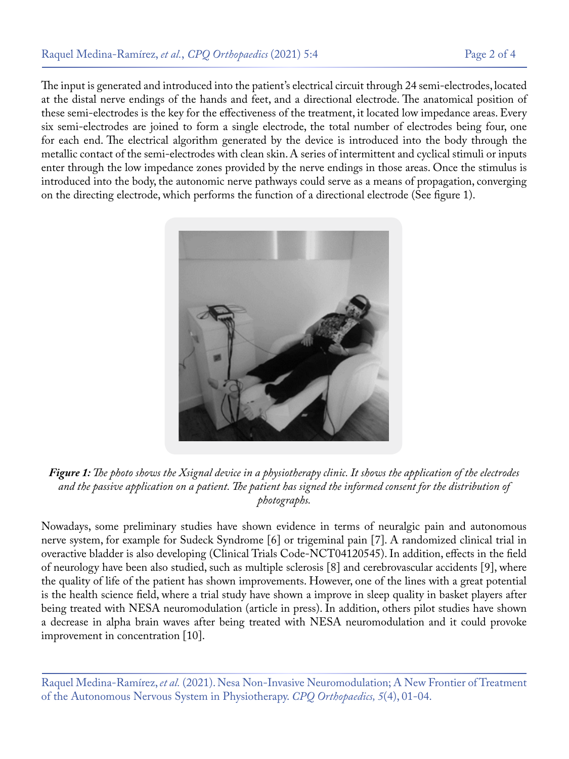The input is generated and introduced into the patient's electrical circuit through 24 semi-electrodes, located at the distal nerve endings of the hands and feet, and a directional electrode. The anatomical position of these semi-electrodes is the key for the effectiveness of the treatment, it located low impedance areas. Every six semi-electrodes are joined to form a single electrode, the total number of electrodes being four, one for each end. The electrical algorithm generated by the device is introduced into the body through the metallic contact of the semi-electrodes with clean skin. A series of intermittent and cyclical stimuli or inputs enter through the low impedance zones provided by the nerve endings in those areas. Once the stimulus is introduced into the body, the autonomic nerve pathways could serve as a means of propagation, converging on the directing electrode, which performs the function of a directional electrode (See figure 1).

***Figure 1:*** *The photo shows the Xsignal device in a physiotherapy clinic. It shows the application of the electrodes and the passive application on a patient. The patient has signed the informed consent for the distribution of photographs.*

Nowadays, some preliminary studies have shown evidence in terms of neuralgic pain and autonomous nerve system, for example for Sudeck Syndrome [6] or trigeminal pain [7]. A randomized clinical trial in overactive bladder is also developing (Clinical Trials Code-NCT04120545). In addition, effects in the field of neurology have been also studied, such as multiple sclerosis [8] and cerebrovascular accidents [9], where the quality of life of the patient has shown improvements. However, one of the lines with a great potential is the health science field, where a trial study have shown a improve in sleep quality in basket players after being treated with NESA neuromodulation (article in press). In addition, others pilot studies have shown a decrease in alpha brain waves after being treated with NESA neuromodulation and it could provoke improvement in concentration [10].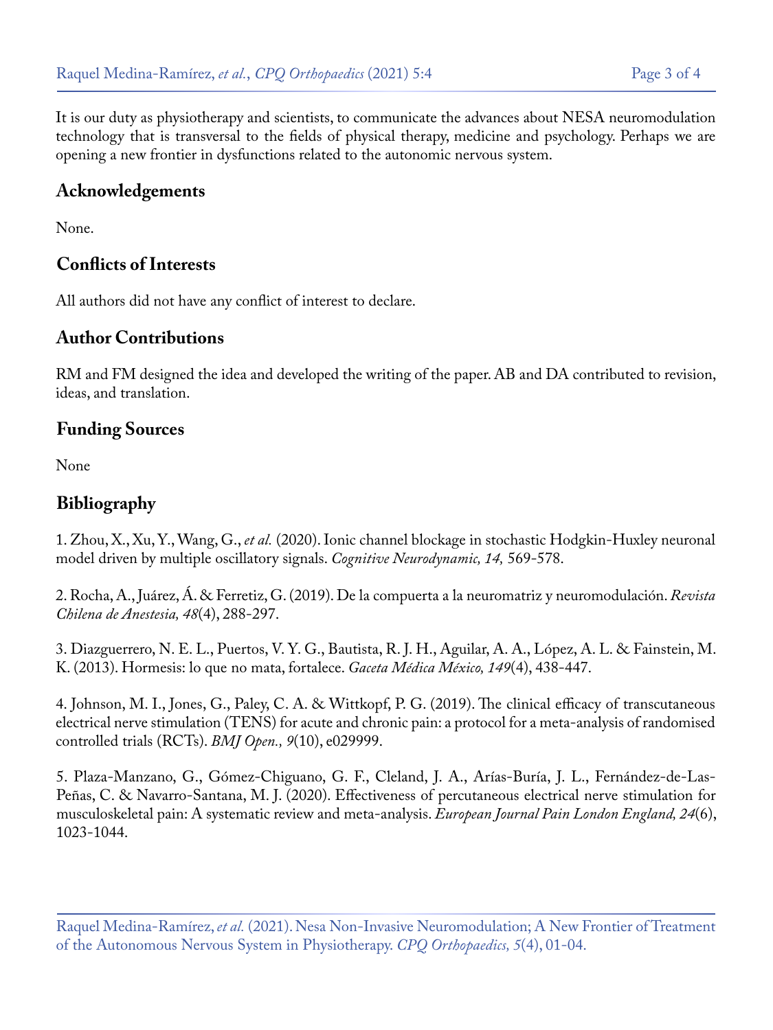It is our duty as physiotherapy and scientists, to communicate the advances about NESA neuromodulation technology that is transversal to the fields of physical therapy, medicine and psychology. Perhaps we are opening a new frontier in dysfunctions related to the autonomic nervous system.

## Acknowledgements

None.

## Conflicts of Interests

All authors did not have any conflict of interest to declare.

## Author Contributions

RM and FM designed the idea and developed the writing of the paper. AB and DA contributed to revision, ideas, and translation.

## Funding Sources

None

## Bibliography

1. Zhou, X., Xu, Y., Wang, G., *et al.* (2020). Ionic channel blockage in stochastic Hodgkin-Huxley neuronal model driven by multiple oscillatory signals. *Cognitive Neurodynamic, 14,* 569-578.

2. Rocha, A., Juárez, Á. & Ferretiz, G. (2019). De la compuerta a la neuromatriz y neuromodulación. *Revista Chilena de Anestesia, 48*(4), 288-297.

3. Diazguerrero, N. E. L., Puertos, V. Y. G., Bautista, R. J. H., Aguilar, A. A., López, A. L. & Fainstein, M. K. (2013). Hormesis: lo que no mata, fortalece. *Gaceta Médica México, 149*(4), 438-447.

4. Johnson, M. I., Jones, G., Paley, C. A. & Wittkopf, P. G. (2019). The clinical efficacy of transcutaneous electrical nerve stimulation (TENS) for acute and chronic pain: a protocol for a meta-analysis of randomised controlled trials (RCTs). *BMJ Open., 9*(10), e029999.

5. Plaza-Manzano, G., Gómez-Chiguano, G. F., Cleland, J. A., Arías-Buría, J. L., Fernández-de-Las-Peñas, C. & Navarro-Santana, M. J. (2020). Effectiveness of percutaneous electrical nerve stimulation for musculoskeletal pain: A systematic review and meta-analysis. *European Journal Pain London England, 24*(6), 1023-1044.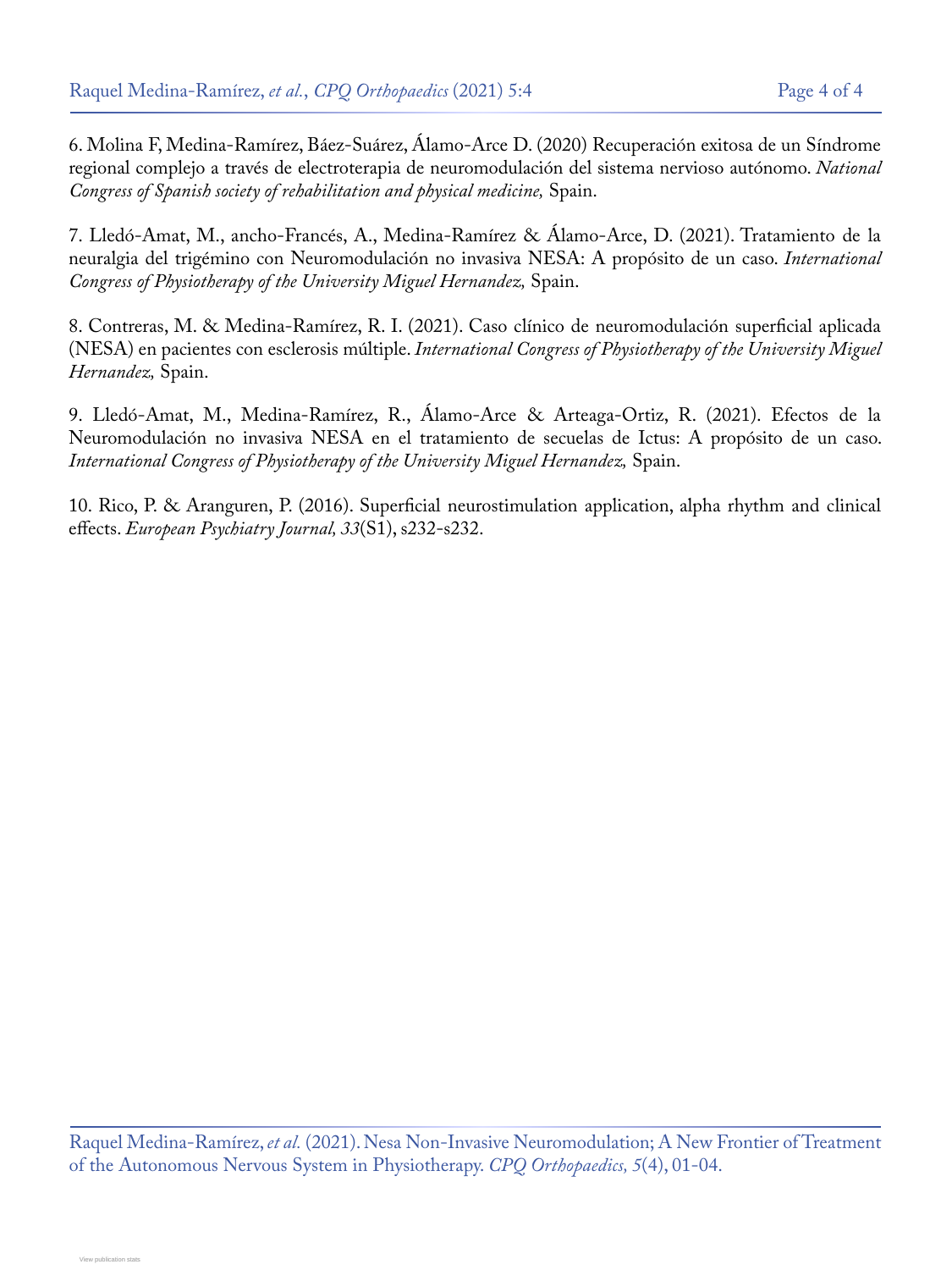6. Molina F, Medina-Ramírez, Báez-Suárez, Álamo-Arce D. (2020) Recuperación exitosa de un Síndrome regional complejo a través de electroterapia de neuromodulación del sistema nervioso autónomo. *National Congress of Spanish society of rehabilitation and physical medicine,* Spain.

7. Lledó-Amat, M., ancho-Francés, A., Medina-Ramírez & Álamo-Arce, D. (2021). Tratamiento de la neuralgia del trigémino con Neuromodulación no invasiva NESA: A propósito de un caso. *International Congress of Physiotherapy of the University Miguel Hernandez,* Spain.

8. Contreras, M. & Medina-Ramírez, R. I. (2021). Caso clínico de neuromodulación superficial aplicada (NESA) en pacientes con esclerosis múltiple. *International Congress of Physiotherapy of the University Miguel Hernandez,* Spain.

9. Lledó-Amat, M., Medina-Ramírez, R., Álamo-Arce & Arteaga-Ortiz, R. (2021). Efectos de la Neuromodulación no invasiva NESA en el tratamiento de secuelas de Ictus: A propósito de un caso. *International Congress of Physiotherapy of the University Miguel Hernandez,* Spain.

10. Rico, P. & Aranguren, P. (2016). Superficial neurostimulation application, alpha rhythm and clinical effects. *European Psychiatry Journal, 33*(S1), s232-s232.